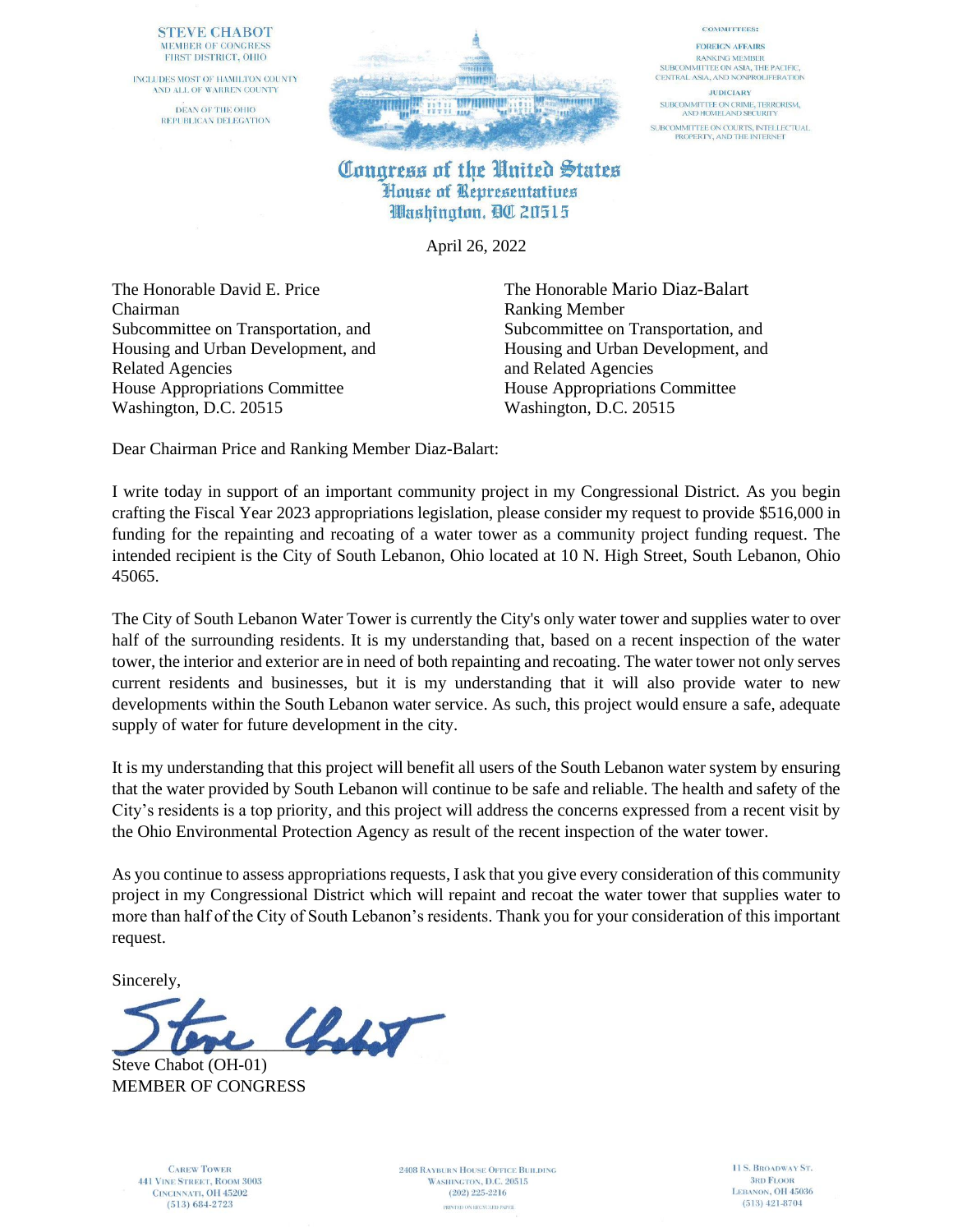STEVE CHABOT
MEMBER OF CONGRESS
FIRST DISTRICT, OHIO

INCLUDES MOST OF HAMILTON COUNTY AND ALL OF WARREN COUNTY

DEAN OF THE OHIO REPUBLICAN DELEGATION

COMMITTEES:

FOREIGN AFFAIRS
RANKING MEMBER
SUBCOMMITTEE ON ASIA, THE PACIFIC, CENTRAL ASIA, AND NONPROLIFERATION

JUDICIARY
SUBCOMMITTEE ON CRIME, TERRORISM, AND HOMELAND SECURITY
SUBCOMMITTEE ON COURTS, INTELLECTUAL PROPERTY, AND THE INTERNET

**Congress of the United States**
**House of Representatives**
**Washington, DC 20515**

April 26, 2022

The Honorable David E. Price
Chairman
Subcommittee on Transportation, and Housing and Urban Development, and Related Agencies
House Appropriations Committee
Washington, D.C. 20515

The Honorable Mario Diaz-Balart
Ranking Member
Subcommittee on Transportation, and Housing and Urban Development, and and Related Agencies
House Appropriations Committee
Washington, D.C. 20515

Dear Chairman Price and Ranking Member Diaz-Balart:

I write today in support of an important community project in my Congressional District. As you begin crafting the Fiscal Year 2023 appropriations legislation, please consider my request to provide $516,000 in funding for the repainting and recoating of a water tower as a community project funding request. The intended recipient is the City of South Lebanon, Ohio located at 10 N. High Street, South Lebanon, Ohio 45065.

The City of South Lebanon Water Tower is currently the City's only water tower and supplies water to over half of the surrounding residents. It is my understanding that, based on a recent inspection of the water tower, the interior and exterior are in need of both repainting and recoating. The water tower not only serves current residents and businesses, but it is my understanding that it will also provide water to new developments within the South Lebanon water service. As such, this project would ensure a safe, adequate supply of water for future development in the city.

It is my understanding that this project will benefit all users of the South Lebanon water system by ensuring that the water provided by South Lebanon will continue to be safe and reliable. The health and safety of the City's residents is a top priority, and this project will address the concerns expressed from a recent visit by the Ohio Environmental Protection Agency as result of the recent inspection of the water tower.

As you continue to assess appropriations requests, I ask that you give every consideration of this community project in my Congressional District which will repaint and recoat the water tower that supplies water to more than half of the City of South Lebanon's residents. Thank you for your consideration of this important request.

Sincerely,

Steve Chabot (OH-01)
MEMBER OF CONGRESS

CAREW TOWER
441 VINE STREET, ROOM 3003
CINCINNATI, OH 45202
(513) 684-2723

2408 RAYBURN HOUSE OFFICE BUILDING
WASHINGTON, D.C. 20515
(202) 225-2216

PRINTED ON RECYCLED PAPER

11 S. BROADWAY ST.
3RD FLOOR
LEBANON, OH 45036
(513) 421-8704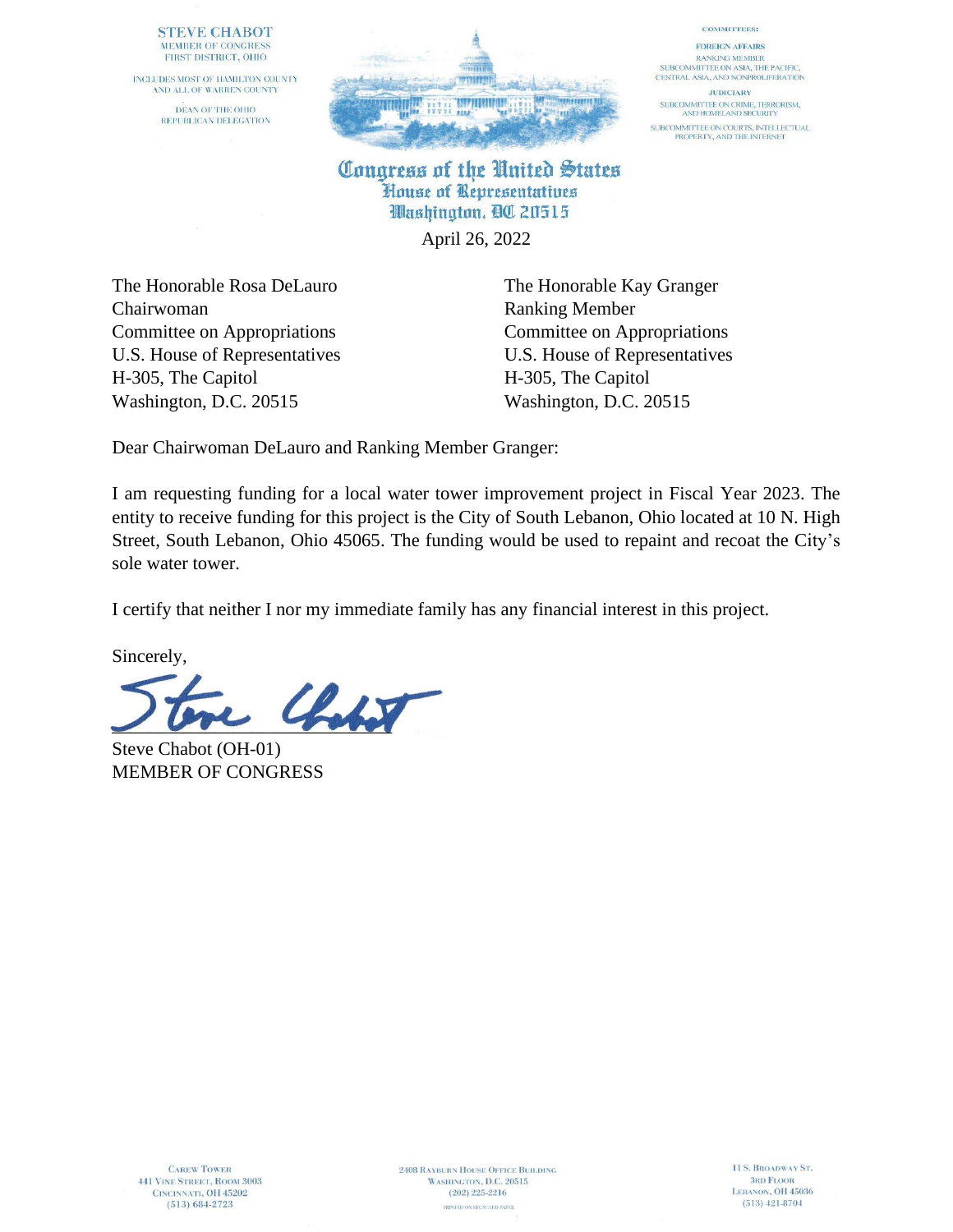STEVE CHABOT
MEMBER OF CONGRESS
FIRST DISTRICT, OHIO

INCLUDES MOST OF HAMILTON COUNTY
AND ALL OF WARREN COUNTY

DEAN OF THE OHIO
REPUBLICAN DELEGATION

COMMITTEES:

FOREIGN AFFAIRS
RANKING MEMBER
SUBCOMMITTEE ON ASIA, THE PACIFIC,
CENTRAL ASIA, AND NONPROLIFERATION

JUDICIARY
SUBCOMMITTEE ON CRIME, TERRORISM,
AND HOMELAND SECURITY

SUBCOMMITTEE ON COURTS, INTELLECTUAL
PROPERTY, AND THE INTERNET

**Congress of the United States**
**House of Representatives**
**Washington, DC 20515**

April 26, 2022

The Honorable Rosa DeLauro
Chairwoman
Committee on Appropriations
U.S. House of Representatives
H-305, The Capitol
Washington, D.C. 20515

The Honorable Kay Granger
Ranking Member
Committee on Appropriations
U.S. House of Representatives
H-305, The Capitol
Washington, D.C. 20515

Dear Chairwoman DeLauro and Ranking Member Granger:

I am requesting funding for a local water tower improvement project in Fiscal Year 2023. The entity to receive funding for this project is the City of South Lebanon, Ohio located at 10 N. High Street, South Lebanon, Ohio 45065. The funding would be used to repaint and recoat the City's sole water tower.

I certify that neither I nor my immediate family has any financial interest in this project.

Sincerely,

Steve Chabot (OH-01)
MEMBER OF CONGRESS

CAREW TOWER
441 VINE STREET, ROOM 3003
CINCINNATI, OH 45202
(513) 684-2723

2408 RAYBURN HOUSE OFFICE BUILDING
WASHINGTON, D.C. 20515
(202) 225-2216

PRINTED ON RECYCLED PAPER

11 S. BROADWAY ST.
3RD FLOOR
LEBANON, OH 45036
(513) 421-8704